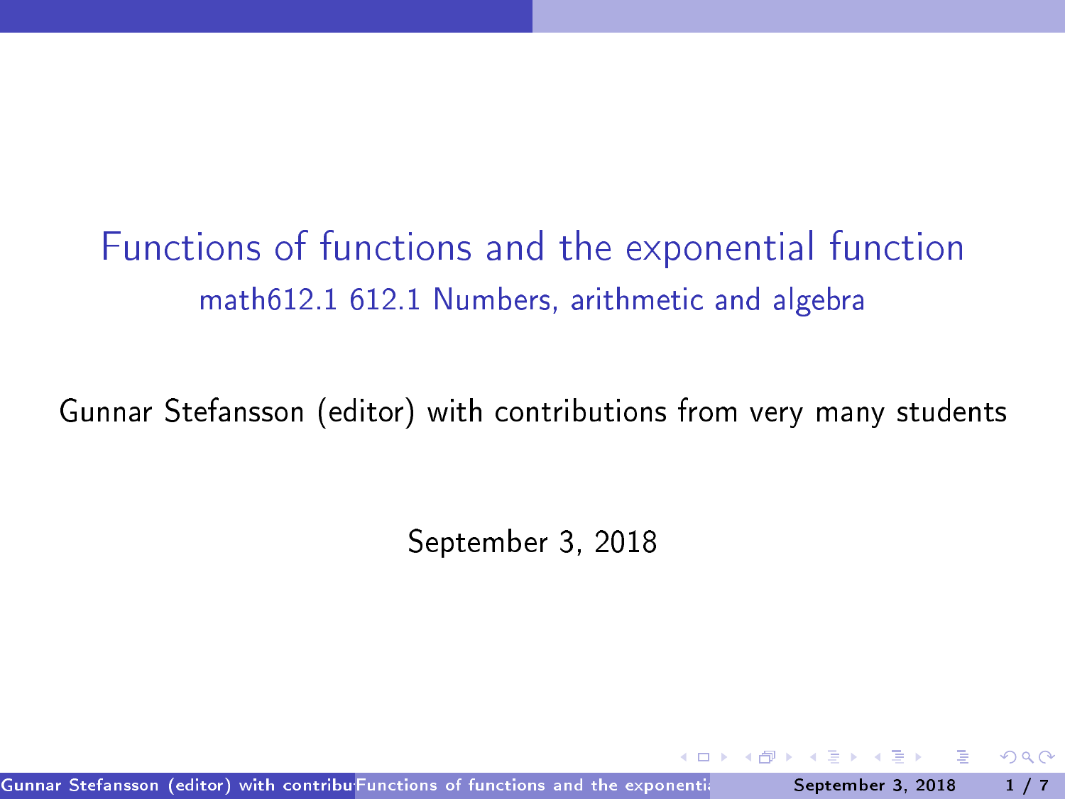# Functions of functions and the exponential function

## math612.1 612.1 Numbers, arithmetic and algebra

Gunnar Stefansson (editor) with contributions from very many students

September 3, 2018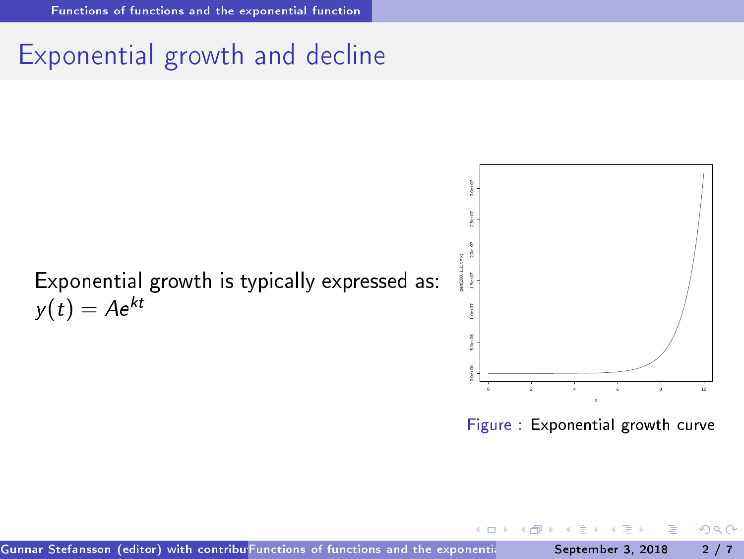## Exponential growth and decline

Exponential growth is typically expressed as:
$y(t) = Ae^{kt}$

Figure : Exponential growth curve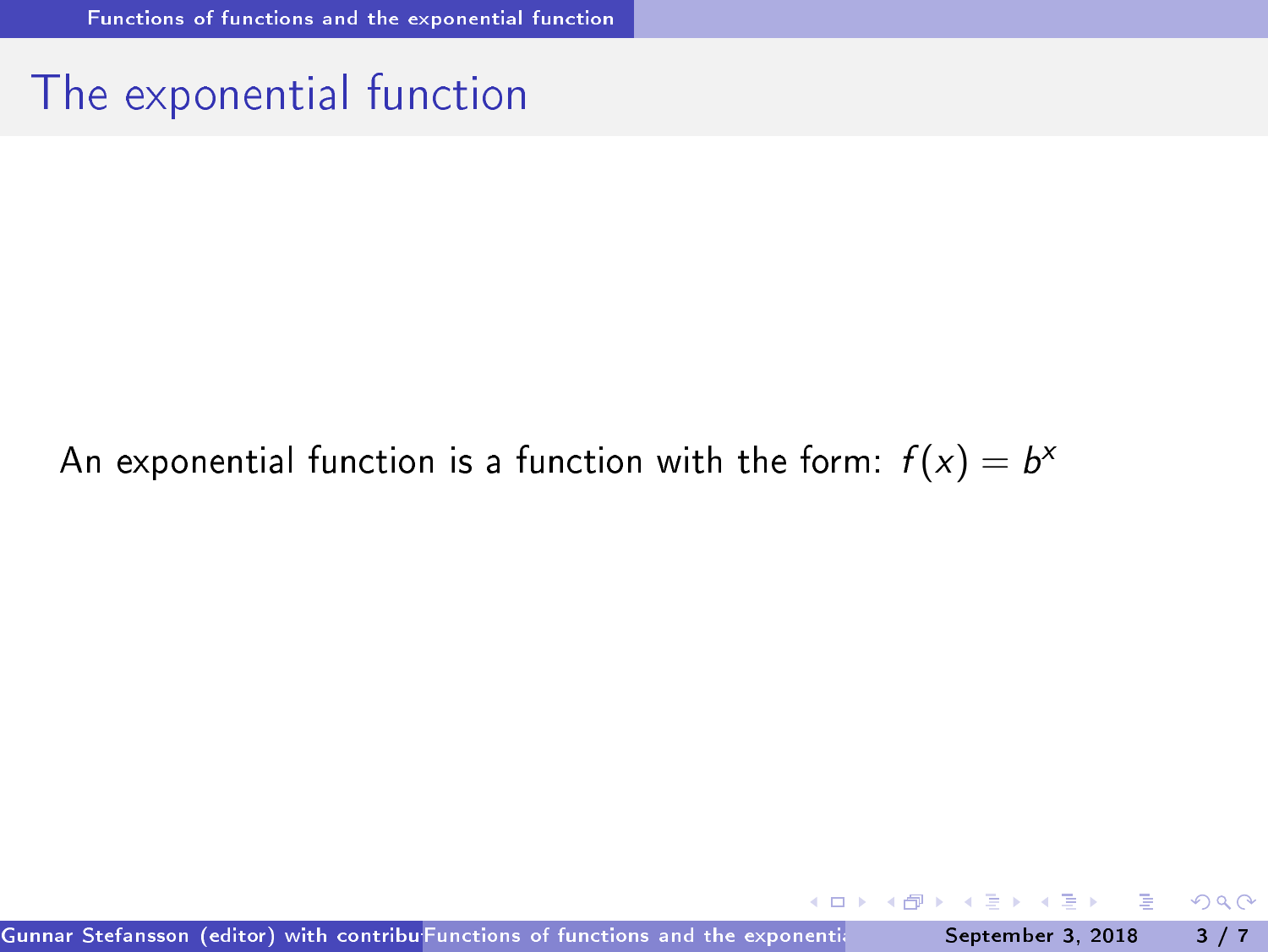# The exponential function

An exponential function is a function with the form: $f(x) = b^x$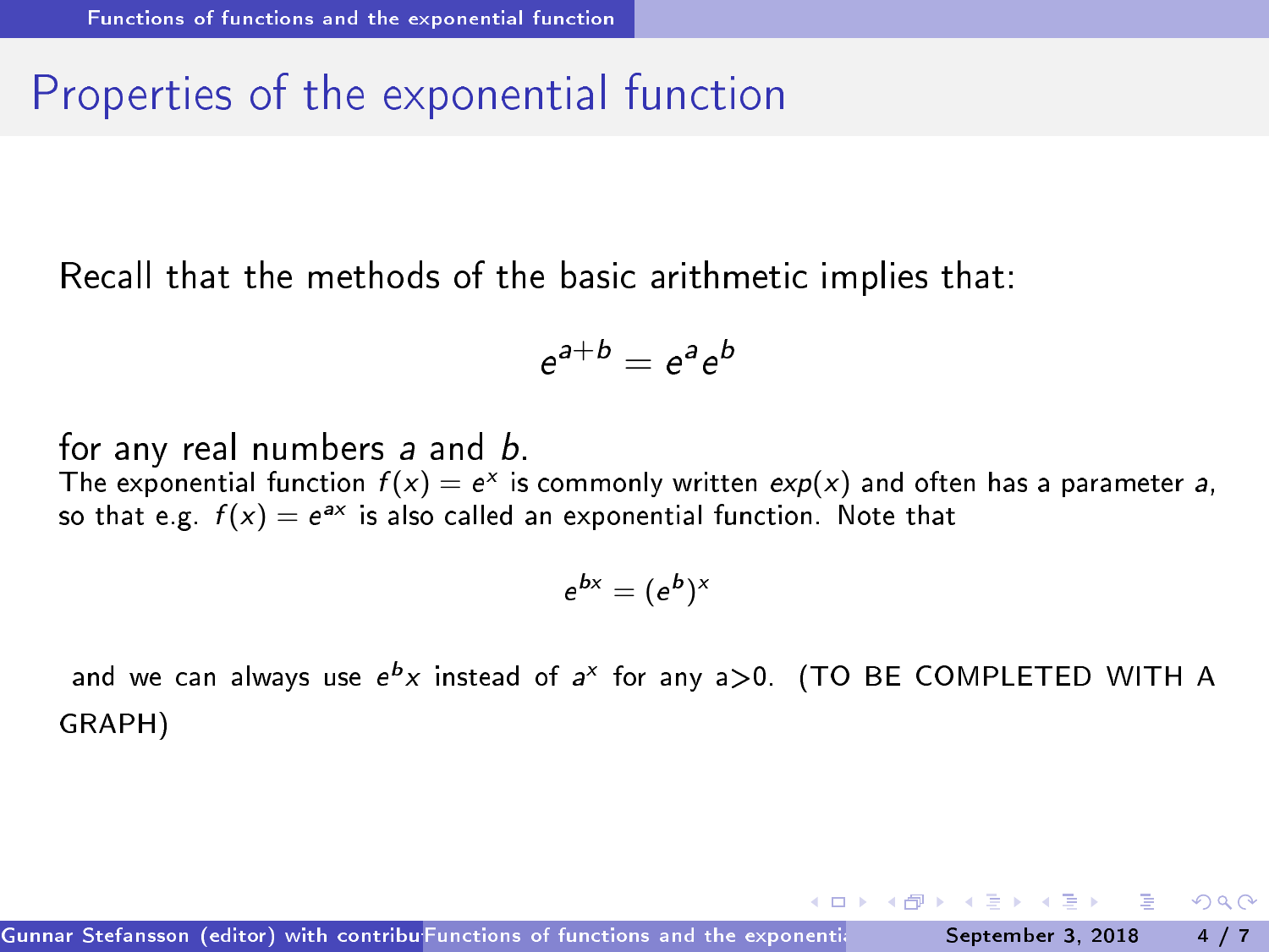# Properties of the exponential function

Recall that the methods of the basic arithmetic implies that:

$$e^{a+b} = e^a e^b$$

for any real numbers $a$ and $b$.

The exponential function $f(x) = e^x$ is commonly written $exp(x)$ and often has a parameter $a$, so that e.g. $f(x) = e^{ax}$ is also called an exponential function. Note that

$$e^{bx} = (e^b)^x$$

and we can always use $e^b x$ instead of $a^x$ for any a>0. (TO BE COMPLETED WITH A GRAPH)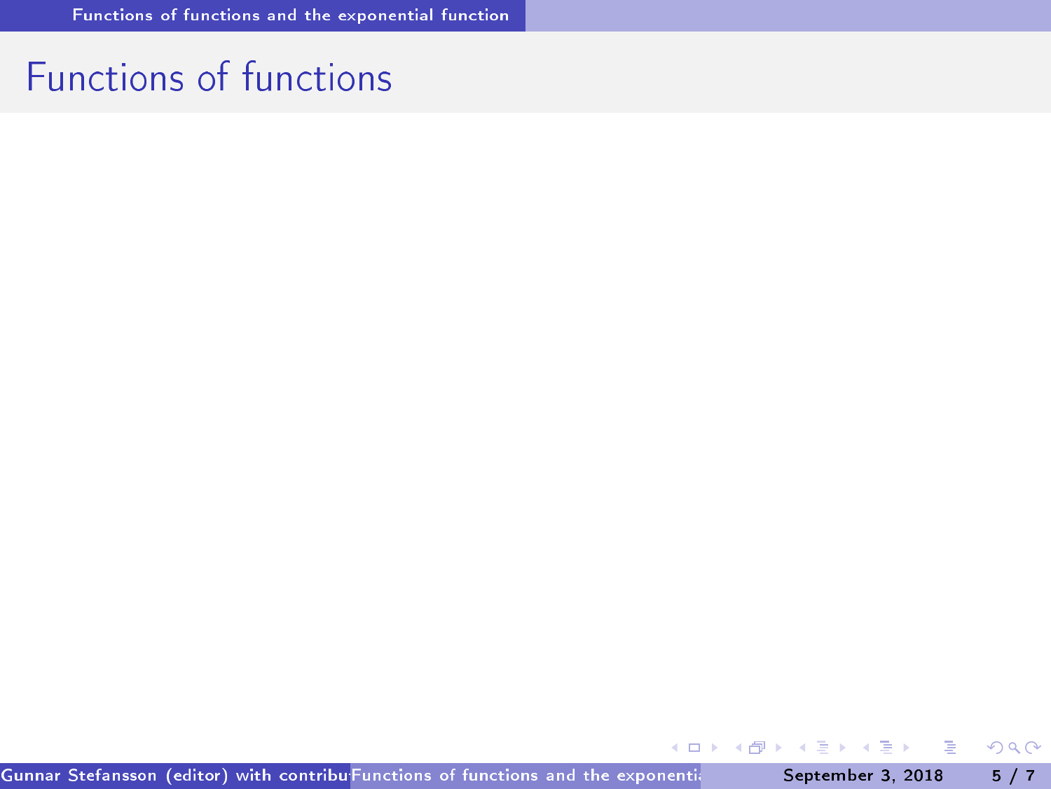# Functions of functions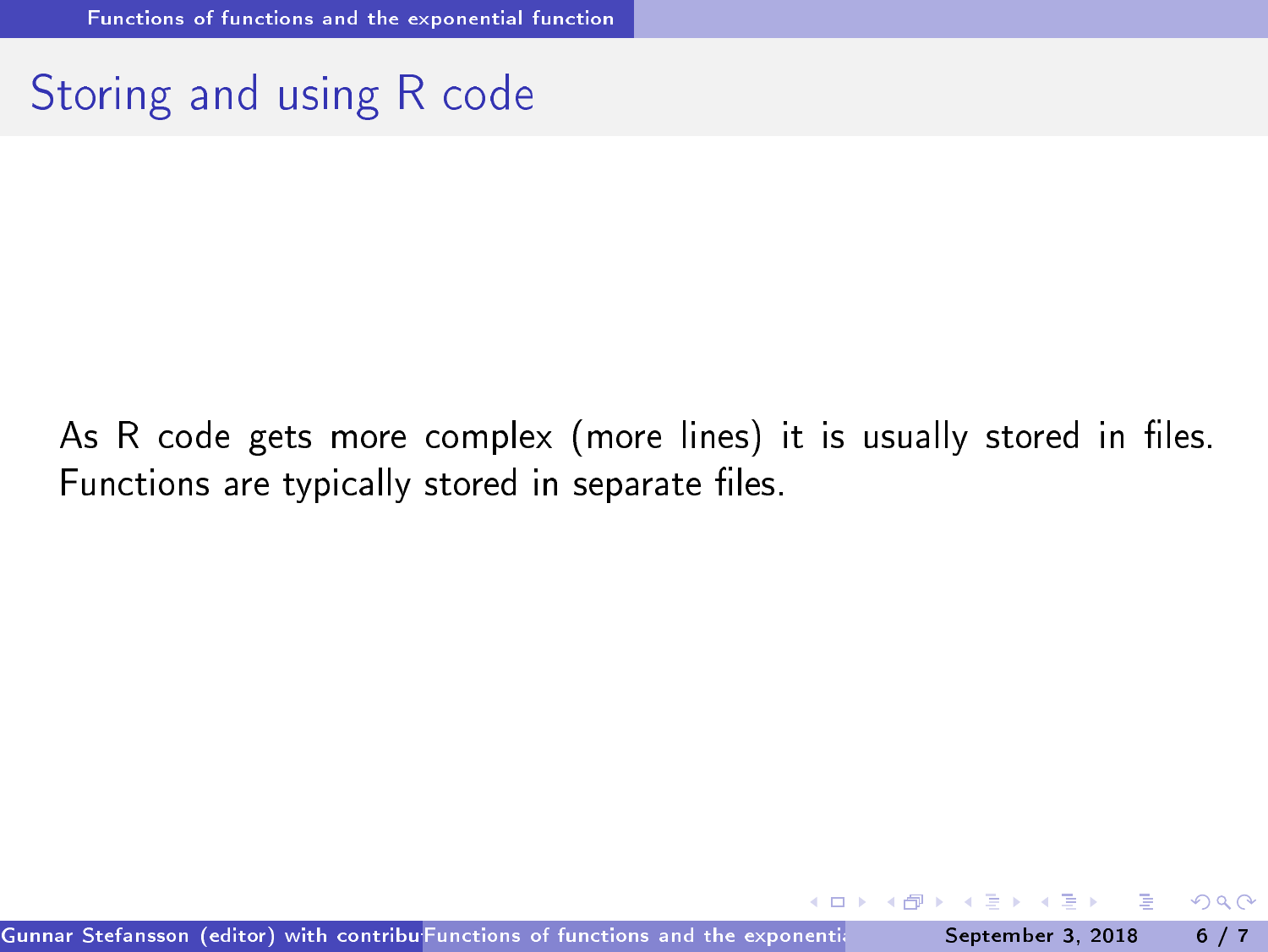## Storing and using R code

As R code gets more complex (more lines) it is usually stored in files. Functions are typically stored in separate files.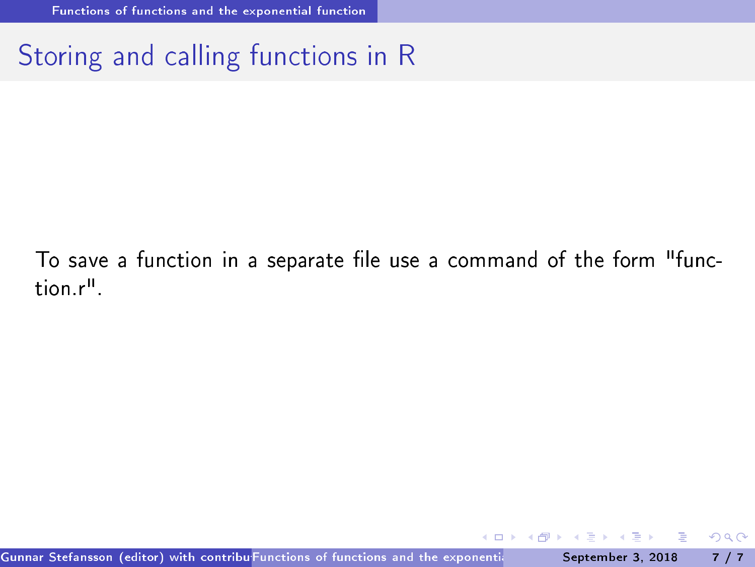# Storing and calling functions in R

To save a function in a separate file use a command of the form "function.r".